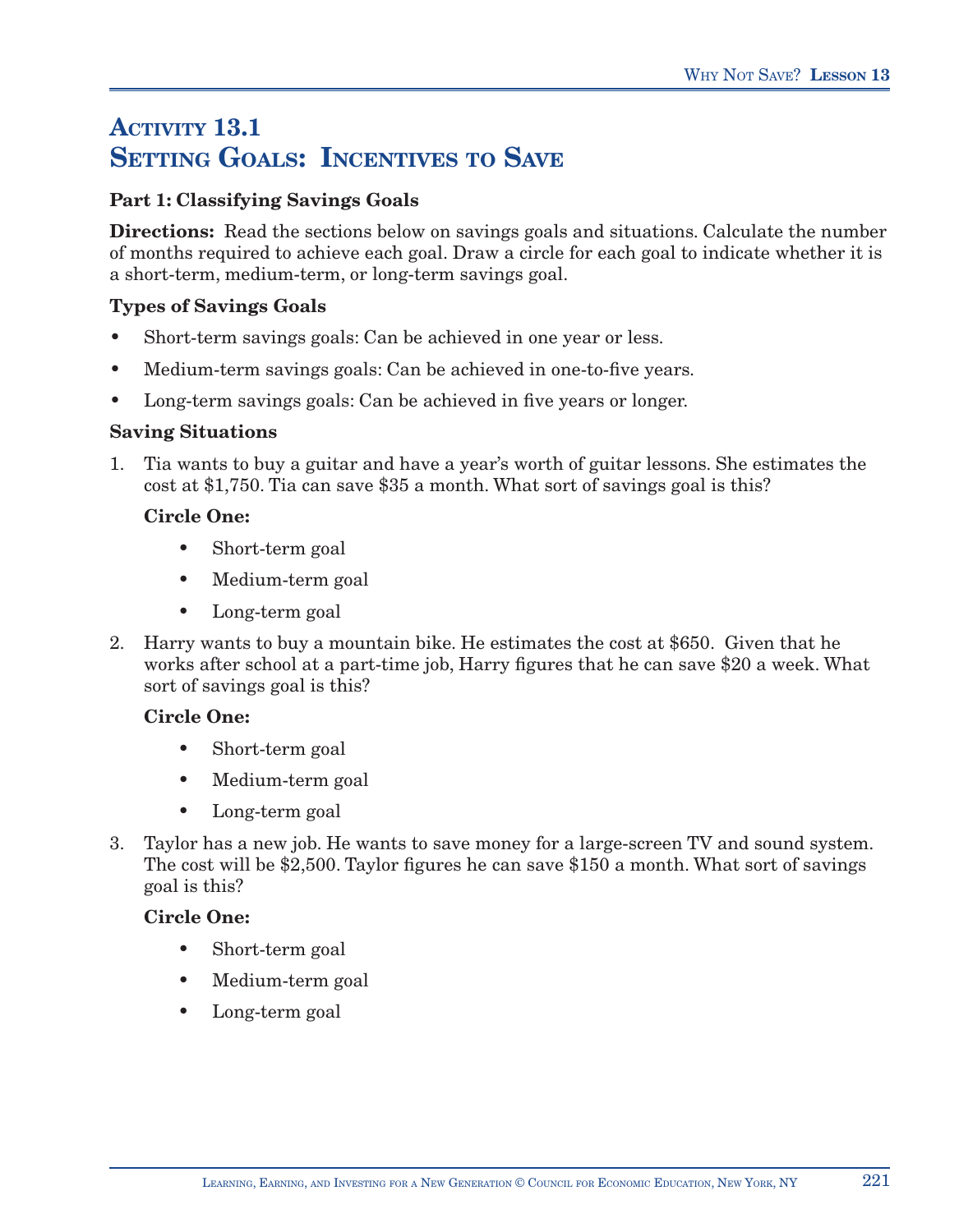# Activity 13.1
# Setting Goals: Incentives to Save

**Part 1: Classifying Savings Goals**

**Directions:** Read the sections below on savings goals and situations. Calculate the number of months required to achieve each goal. Draw a circle for each goal to indicate whether it is a short-term, medium-term, or long-term savings goal.

**Types of Savings Goals**

- Short-term savings goals: Can be achieved in one year or less.
- Medium-term savings goals: Can be achieved in one-to-five years.
- Long-term savings goals: Can be achieved in five years or longer.

**Saving Situations**

1. Tia wants to buy a guitar and have a year's worth of guitar lessons. She estimates the cost at $1,750. Tia can save $35 a month. What sort of savings goal is this?

   **Circle One:**

   - Short-term goal
   - Medium-term goal
   - Long-term goal

2. Harry wants to buy a mountain bike. He estimates the cost at $650. Given that he works after school at a part-time job, Harry figures that he can save $20 a week. What sort of savings goal is this?

   **Circle One:**

   - Short-term goal
   - Medium-term goal
   - Long-term goal

3. Taylor has a new job. He wants to save money for a large-screen TV and sound system. The cost will be $2,500. Taylor figures he can save $150 a month. What sort of savings goal is this?

   **Circle One:**

   - Short-term goal
   - Medium-term goal
   - Long-term goal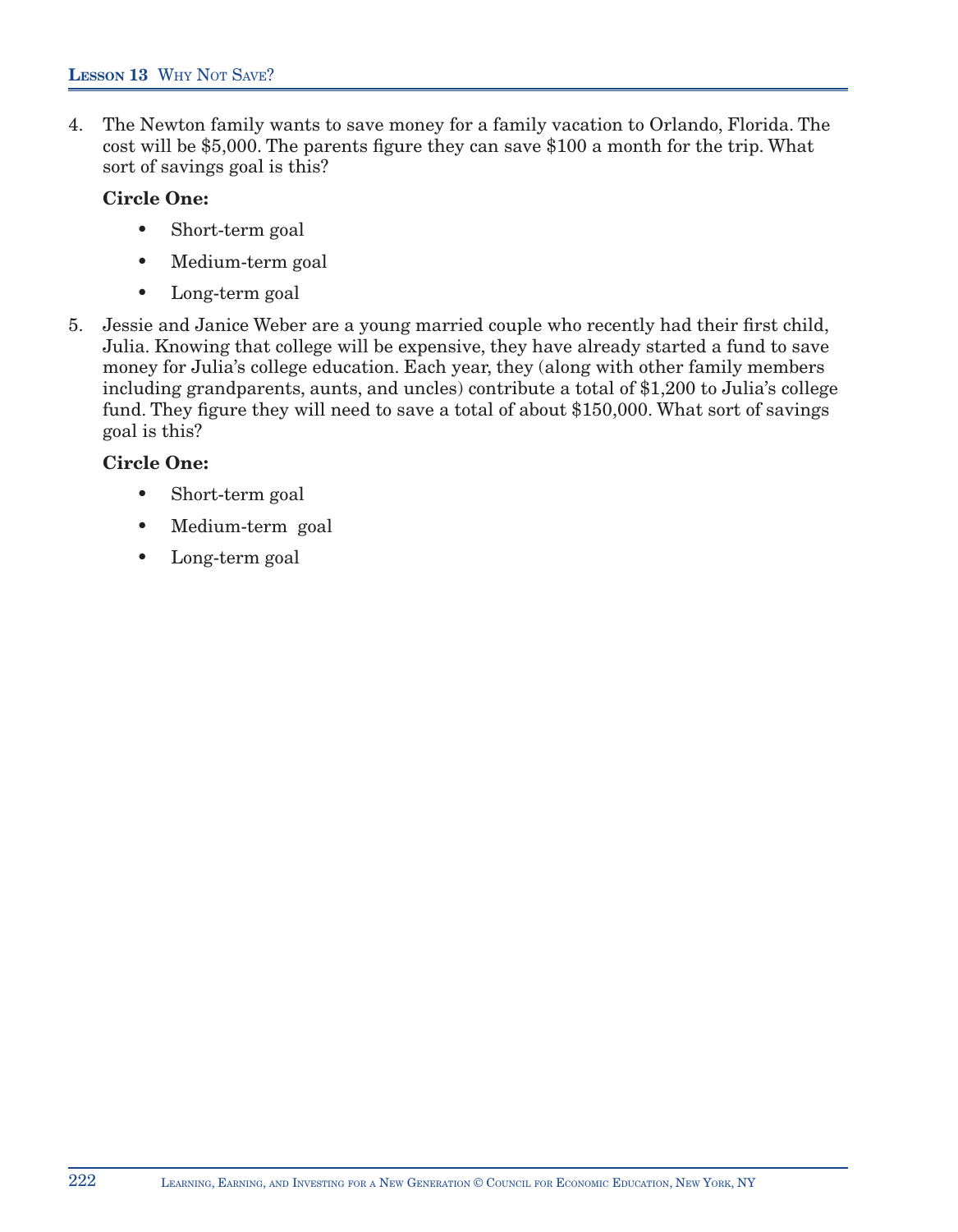4. The Newton family wants to save money for a family vacation to Orlando, Florida. The cost will be $5,000. The parents figure they can save $100 a month for the trip. What sort of savings goal is this?

   **Circle One:**

   - Short-term goal
   - Medium-term goal
   - Long-term goal

5. Jessie and Janice Weber are a young married couple who recently had their first child, Julia. Knowing that college will be expensive, they have already started a fund to save money for Julia's college education. Each year, they (along with other family members including grandparents, aunts, and uncles) contribute a total of $1,200 to Julia's college fund. They figure they will need to save a total of about $150,000. What sort of savings goal is this?

   **Circle One:**

   - Short-term goal
   - Medium-term goal
   - Long-term goal